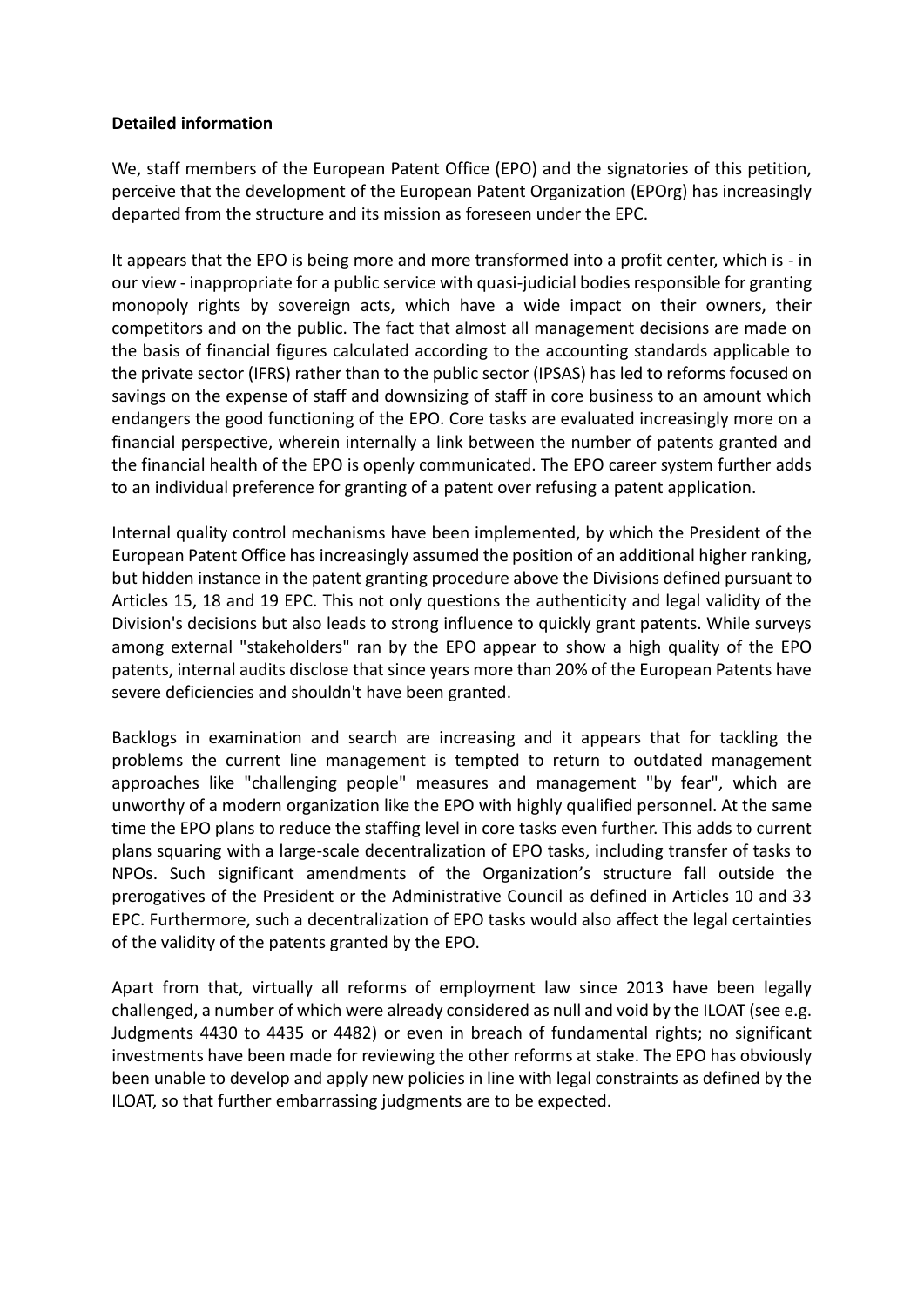**Detailed information**

We, staff members of the European Patent Office (EPO) and the signatories of this petition, perceive that the development of the European Patent Organization (EPOrg) has increasingly departed from the structure and its mission as foreseen under the EPC.

It appears that the EPO is being more and more transformed into a profit center, which is - in our view - inappropriate for a public service with quasi-judicial bodies responsible for granting monopoly rights by sovereign acts, which have a wide impact on their owners, their competitors and on the public. The fact that almost all management decisions are made on the basis of financial figures calculated according to the accounting standards applicable to the private sector (IFRS) rather than to the public sector (IPSAS) has led to reforms focused on savings on the expense of staff and downsizing of staff in core business to an amount which endangers the good functioning of the EPO. Core tasks are evaluated increasingly more on a financial perspective, wherein internally a link between the number of patents granted and the financial health of the EPO is openly communicated. The EPO career system further adds to an individual preference for granting of a patent over refusing a patent application.

Internal quality control mechanisms have been implemented, by which the President of the European Patent Office has increasingly assumed the position of an additional higher ranking, but hidden instance in the patent granting procedure above the Divisions defined pursuant to Articles 15, 18 and 19 EPC. This not only questions the authenticity and legal validity of the Division's decisions but also leads to strong influence to quickly grant patents. While surveys among external "stakeholders" ran by the EPO appear to show a high quality of the EPO patents, internal audits disclose that since years more than 20% of the European Patents have severe deficiencies and shouldn't have been granted.

Backlogs in examination and search are increasing and it appears that for tackling the problems the current line management is tempted to return to outdated management approaches like "challenging people" measures and management "by fear", which are unworthy of a modern organization like the EPO with highly qualified personnel. At the same time the EPO plans to reduce the staffing level in core tasks even further. This adds to current plans squaring with a large-scale decentralization of EPO tasks, including transfer of tasks to NPOs. Such significant amendments of the Organization's structure fall outside the prerogatives of the President or the Administrative Council as defined in Articles 10 and 33 EPC. Furthermore, such a decentralization of EPO tasks would also affect the legal certainties of the validity of the patents granted by the EPO.

Apart from that, virtually all reforms of employment law since 2013 have been legally challenged, a number of which were already considered as null and void by the ILOAT (see e.g. Judgments 4430 to 4435 or 4482) or even in breach of fundamental rights; no significant investments have been made for reviewing the other reforms at stake. The EPO has obviously been unable to develop and apply new policies in line with legal constraints as defined by the ILOAT, so that further embarrassing judgments are to be expected.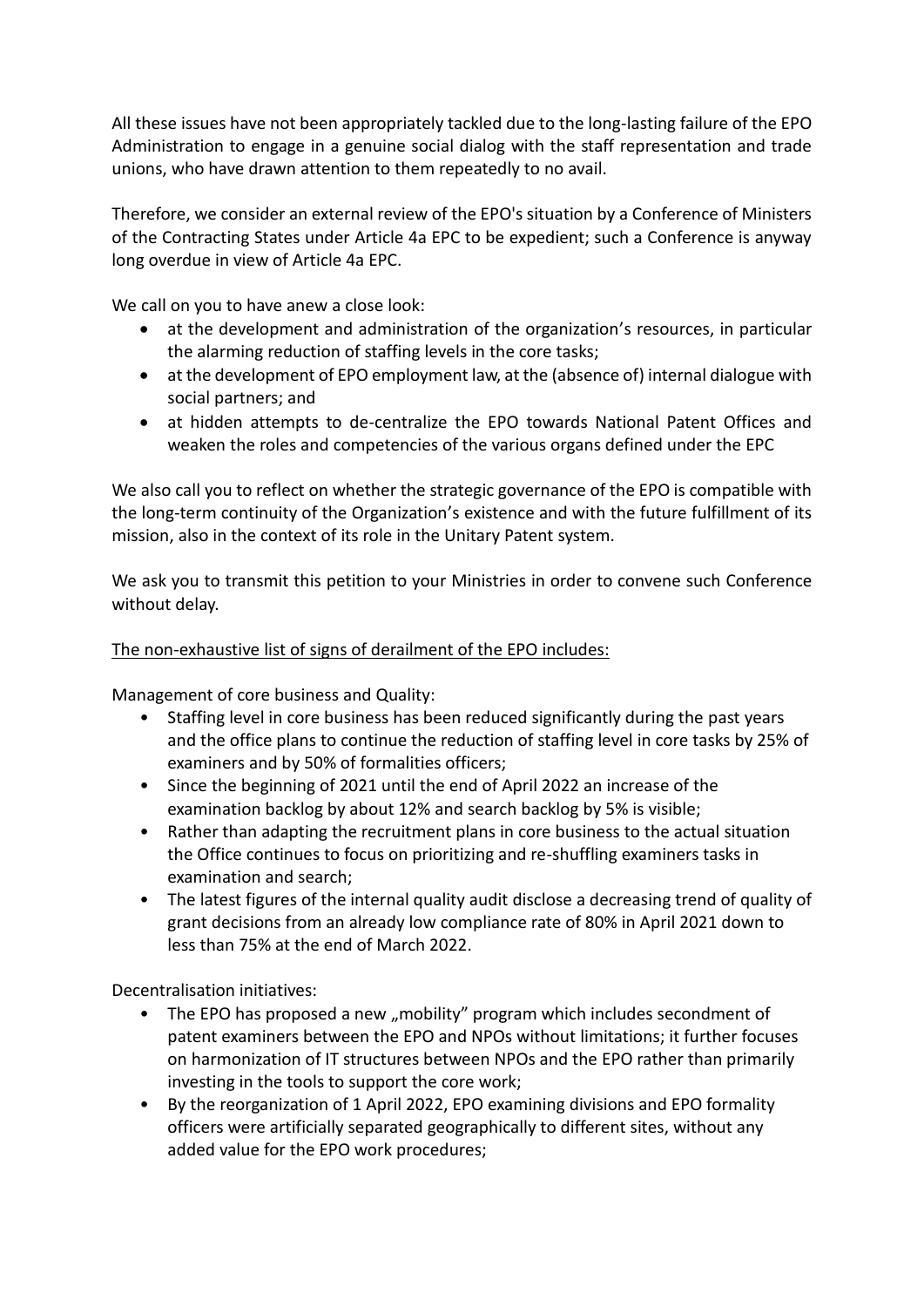All these issues have not been appropriately tackled due to the long-lasting failure of the EPO Administration to engage in a genuine social dialog with the staff representation and trade unions, who have drawn attention to them repeatedly to no avail.

Therefore, we consider an external review of the EPO's situation by a Conference of Ministers of the Contracting States under Article 4a EPC to be expedient; such a Conference is anyway long overdue in view of Article 4a EPC.

We call on you to have anew a close look:

- at the development and administration of the organization's resources, in particular the alarming reduction of staffing levels in the core tasks;
- at the development of EPO employment law, at the (absence of) internal dialogue with social partners; and
- at hidden attempts to de-centralize the EPO towards National Patent Offices and weaken the roles and competencies of the various organs defined under the EPC

We also call you to reflect on whether the strategic governance of the EPO is compatible with the long-term continuity of the Organization's existence and with the future fulfillment of its mission, also in the context of its role in the Unitary Patent system.

We ask you to transmit this petition to your Ministries in order to convene such Conference without delay.

<u>The non-exhaustive list of signs of derailment of the EPO includes:</u>

Management of core business and Quality:

- Staffing level in core business has been reduced significantly during the past years and the office plans to continue the reduction of staffing level in core tasks by 25% of examiners and by 50% of formalities officers;
- Since the beginning of 2021 until the end of April 2022 an increase of the examination backlog by about 12% and search backlog by 5% is visible;
- Rather than adapting the recruitment plans in core business to the actual situation the Office continues to focus on prioritizing and re-shuffling examiners tasks in examination and search;
- The latest figures of the internal quality audit disclose a decreasing trend of quality of grant decisions from an already low compliance rate of 80% in April 2021 down to less than 75% at the end of March 2022.

Decentralisation initiatives:

- The EPO has proposed a new „mobility" program which includes secondment of patent examiners between the EPO and NPOs without limitations; it further focuses on harmonization of IT structures between NPOs and the EPO rather than primarily investing in the tools to support the core work;
- By the reorganization of 1 April 2022, EPO examining divisions and EPO formality officers were artificially separated geographically to different sites, without any added value for the EPO work procedures;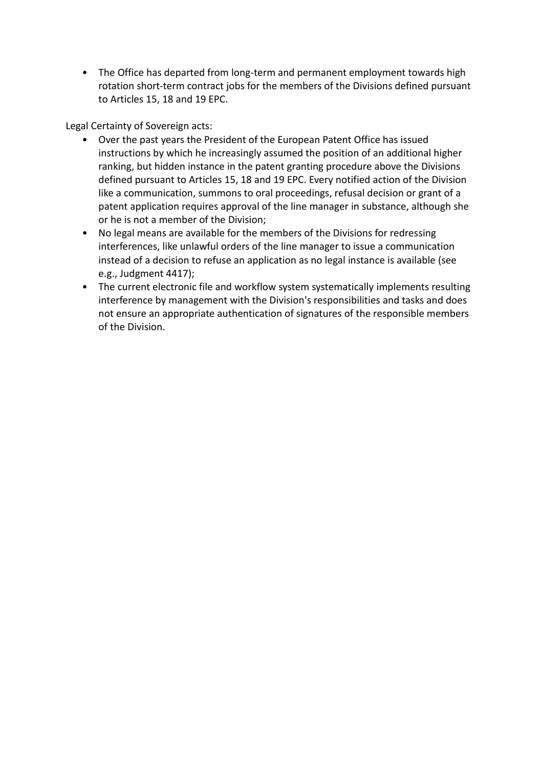- The Office has departed from long-term and permanent employment towards high rotation short-term contract jobs for the members of the Divisions defined pursuant to Articles 15, 18 and 19 EPC.

Legal Certainty of Sovereign acts:

- Over the past years the President of the European Patent Office has issued instructions by which he increasingly assumed the position of an additional higher ranking, but hidden instance in the patent granting procedure above the Divisions defined pursuant to Articles 15, 18 and 19 EPC. Every notified action of the Division like a communication, summons to oral proceedings, refusal decision or grant of a patent application requires approval of the line manager in substance, although she or he is not a member of the Division;
- No legal means are available for the members of the Divisions for redressing interferences, like unlawful orders of the line manager to issue a communication instead of a decision to refuse an application as no legal instance is available (see e.g., Judgment 4417);
- The current electronic file and workflow system systematically implements resulting interference by management with the Division's responsibilities and tasks and does not ensure an appropriate authentication of signatures of the responsible members of the Division.